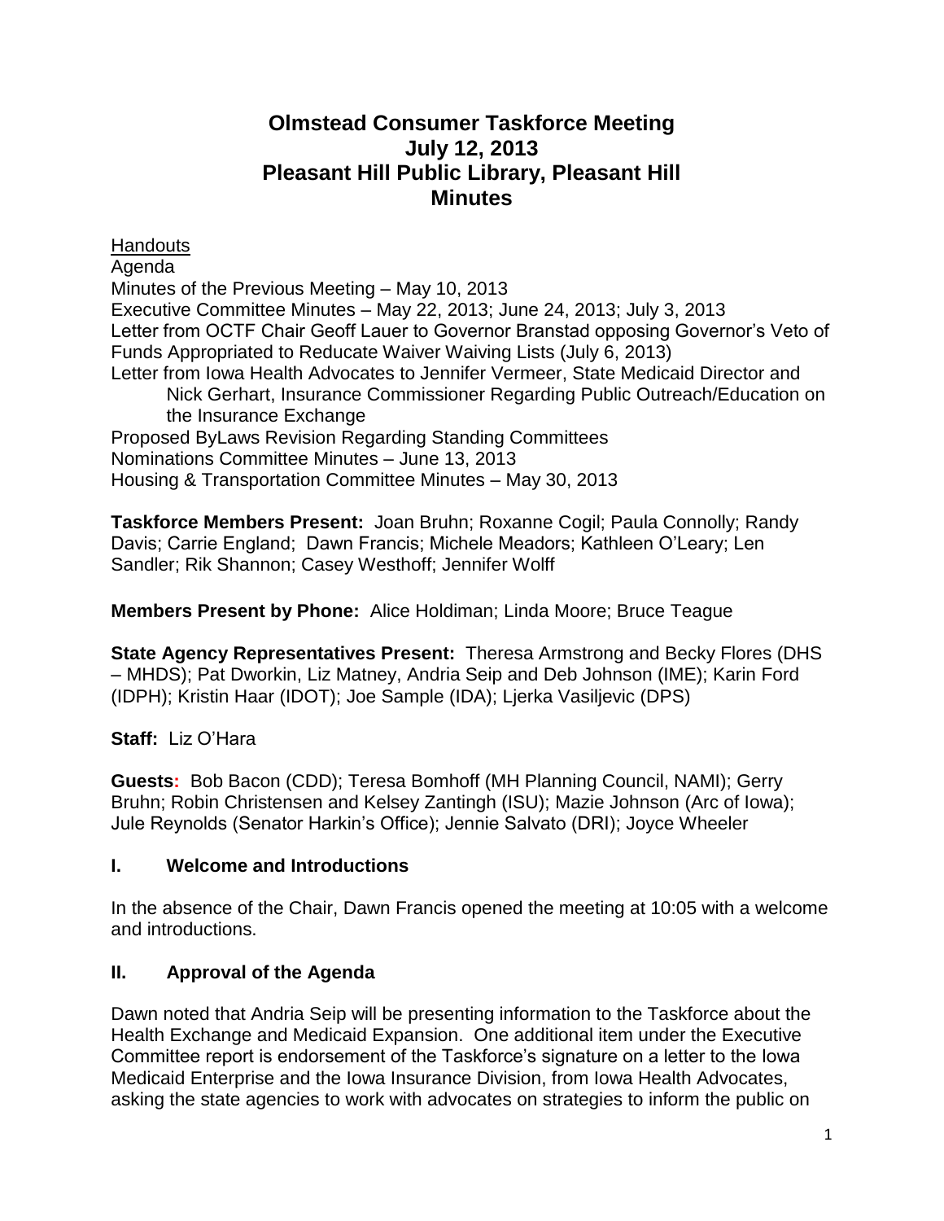# Olmstead Consumer Taskforce Meeting
# July 12, 2013
# Pleasant Hill Public Library, Pleasant Hill
# Minutes

Handouts

Agenda

Minutes of the Previous Meeting – May 10, 2013

Executive Committee Minutes – May 22, 2013; June 24, 2013; July 3, 2013

Letter from OCTF Chair Geoff Lauer to Governor Branstad opposing Governor's Veto of Funds Appropriated to Reducate Waiver Waiving Lists (July 6, 2013)

Letter from Iowa Health Advocates to Jennifer Vermeer, State Medicaid Director and Nick Gerhart, Insurance Commissioner Regarding Public Outreach/Education on the Insurance Exchange

Proposed ByLaws Revision Regarding Standing Committees

Nominations Committee Minutes – June 13, 2013

Housing & Transportation Committee Minutes – May 30, 2013

**Taskforce Members Present:** Joan Bruhn; Roxanne Cogil; Paula Connolly; Randy Davis; Carrie England; Dawn Francis; Michele Meadors; Kathleen O'Leary; Len Sandler; Rik Shannon; Casey Westhoff; Jennifer Wolff

**Members Present by Phone:** Alice Holdiman; Linda Moore; Bruce Teague

**State Agency Representatives Present:** Theresa Armstrong and Becky Flores (DHS – MHDS); Pat Dworkin, Liz Matney, Andria Seip and Deb Johnson (IME); Karin Ford (IDPH); Kristin Haar (IDOT); Joe Sample (IDA); Ljerka Vasiljevic (DPS)

**Staff:** Liz O'Hara

**Guests:** Bob Bacon (CDD); Teresa Bomhoff (MH Planning Council, NAMI); Gerry Bruhn; Robin Christensen and Kelsey Zantingh (ISU); Mazie Johnson (Arc of Iowa); Jule Reynolds (Senator Harkin's Office); Jennie Salvato (DRI); Joyce Wheeler

## I. Welcome and Introductions

In the absence of the Chair, Dawn Francis opened the meeting at 10:05 with a welcome and introductions.

## II. Approval of the Agenda

Dawn noted that Andria Seip will be presenting information to the Taskforce about the Health Exchange and Medicaid Expansion. One additional item under the Executive Committee report is endorsement of the Taskforce's signature on a letter to the Iowa Medicaid Enterprise and the Iowa Insurance Division, from Iowa Health Advocates, asking the state agencies to work with advocates on strategies to inform the public on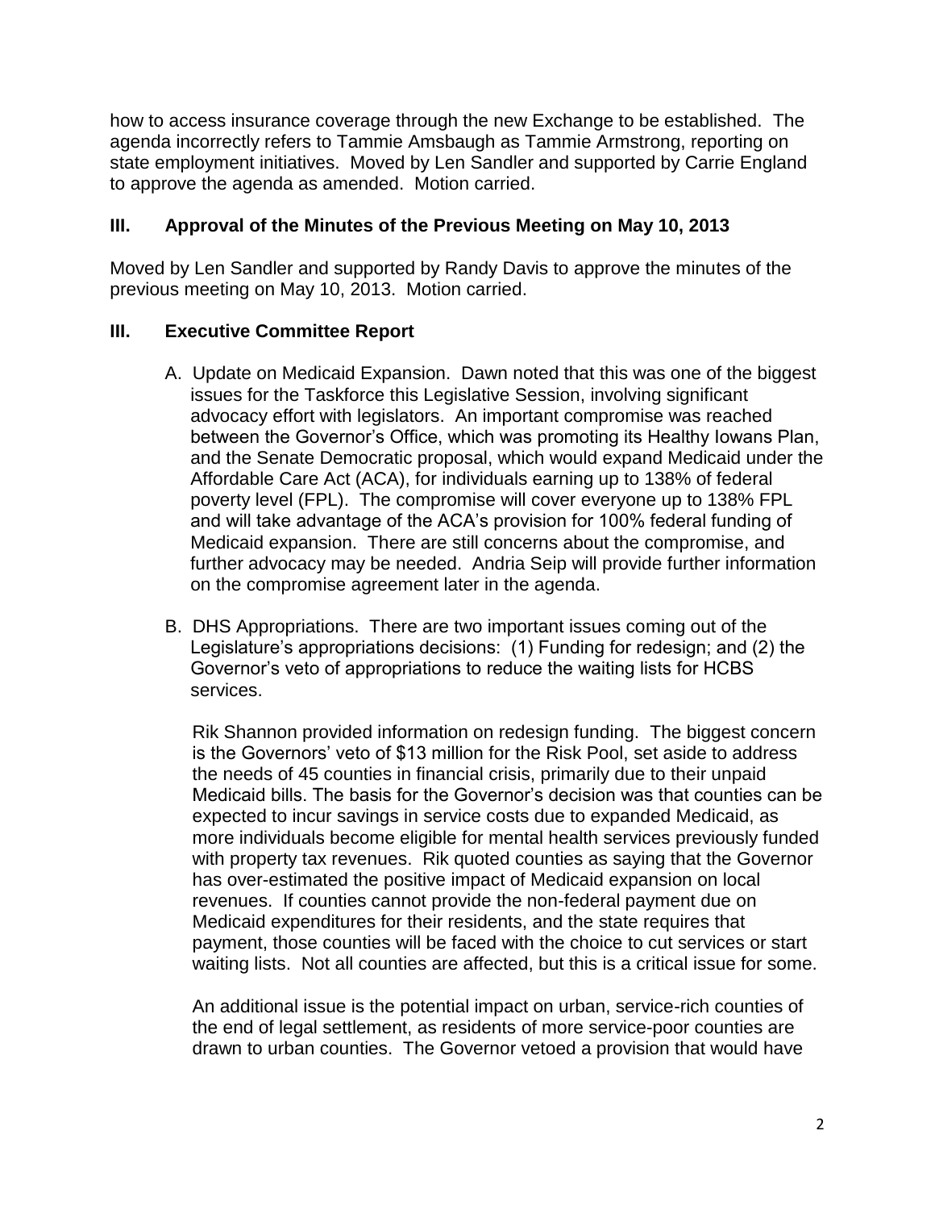how to access insurance coverage through the new Exchange to be established. The agenda incorrectly refers to Tammie Amsbaugh as Tammie Armstrong, reporting on state employment initiatives. Moved by Len Sandler and supported by Carrie England to approve the agenda as amended. Motion carried.

### III. Approval of the Minutes of the Previous Meeting on May 10, 2013

Moved by Len Sandler and supported by Randy Davis to approve the minutes of the previous meeting on May 10, 2013. Motion carried.

### III. Executive Committee Report

A. Update on Medicaid Expansion. Dawn noted that this was one of the biggest issues for the Taskforce this Legislative Session, involving significant advocacy effort with legislators. An important compromise was reached between the Governor's Office, which was promoting its Healthy Iowans Plan, and the Senate Democratic proposal, which would expand Medicaid under the Affordable Care Act (ACA), for individuals earning up to 138% of federal poverty level (FPL). The compromise will cover everyone up to 138% FPL and will take advantage of the ACA's provision for 100% federal funding of Medicaid expansion. There are still concerns about the compromise, and further advocacy may be needed. Andria Seip will provide further information on the compromise agreement later in the agenda.

B. DHS Appropriations. There are two important issues coming out of the Legislature's appropriations decisions: (1) Funding for redesign; and (2) the Governor's veto of appropriations to reduce the waiting lists for HCBS services.

Rik Shannon provided information on redesign funding. The biggest concern is the Governors' veto of $13 million for the Risk Pool, set aside to address the needs of 45 counties in financial crisis, primarily due to their unpaid Medicaid bills. The basis for the Governor's decision was that counties can be expected to incur savings in service costs due to expanded Medicaid, as more individuals become eligible for mental health services previously funded with property tax revenues. Rik quoted counties as saying that the Governor has over-estimated the positive impact of Medicaid expansion on local revenues. If counties cannot provide the non-federal payment due on Medicaid expenditures for their residents, and the state requires that payment, those counties will be faced with the choice to cut services or start waiting lists. Not all counties are affected, but this is a critical issue for some.

An additional issue is the potential impact on urban, service-rich counties of the end of legal settlement, as residents of more service-poor counties are drawn to urban counties. The Governor vetoed a provision that would have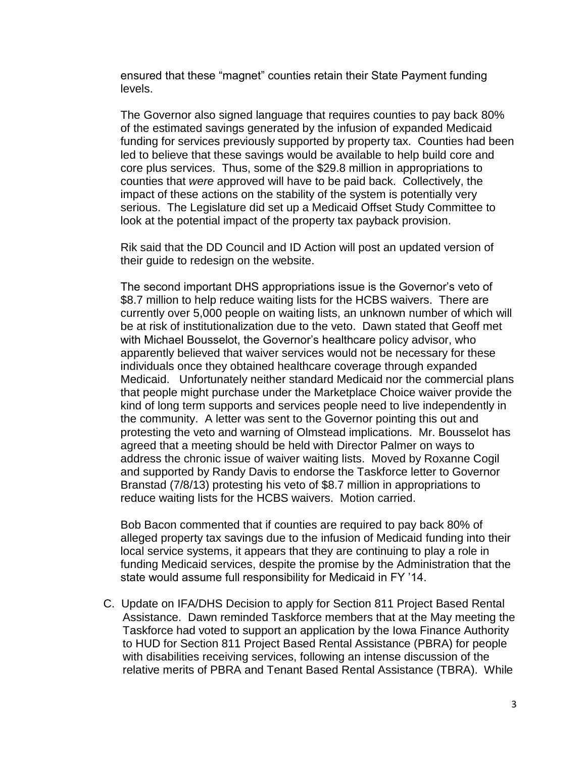ensured that these "magnet" counties retain their State Payment funding levels.

The Governor also signed language that requires counties to pay back 80% of the estimated savings generated by the infusion of expanded Medicaid funding for services previously supported by property tax. Counties had been led to believe that these savings would be available to help build core and core plus services. Thus, some of the $29.8 million in appropriations to counties that *were* approved will have to be paid back. Collectively, the impact of these actions on the stability of the system is potentially very serious. The Legislature did set up a Medicaid Offset Study Committee to look at the potential impact of the property tax payback provision.

Rik said that the DD Council and ID Action will post an updated version of their guide to redesign on the website.

The second important DHS appropriations issue is the Governor's veto of $8.7 million to help reduce waiting lists for the HCBS waivers. There are currently over 5,000 people on waiting lists, an unknown number of which will be at risk of institutionalization due to the veto. Dawn stated that Geoff met with Michael Bousselot, the Governor's healthcare policy advisor, who apparently believed that waiver services would not be necessary for these individuals once they obtained healthcare coverage through expanded Medicaid. Unfortunately neither standard Medicaid nor the commercial plans that people might purchase under the Marketplace Choice waiver provide the kind of long term supports and services people need to live independently in the community. A letter was sent to the Governor pointing this out and protesting the veto and warning of Olmstead implications. Mr. Bousselot has agreed that a meeting should be held with Director Palmer on ways to address the chronic issue of waiver waiting lists. Moved by Roxanne Cogil and supported by Randy Davis to endorse the Taskforce letter to Governor Branstad (7/8/13) protesting his veto of $8.7 million in appropriations to reduce waiting lists for the HCBS waivers. Motion carried.

Bob Bacon commented that if counties are required to pay back 80% of alleged property tax savings due to the infusion of Medicaid funding into their local service systems, it appears that they are continuing to play a role in funding Medicaid services, despite the promise by the Administration that the state would assume full responsibility for Medicaid in FY '14.

C. Update on IFA/DHS Decision to apply for Section 811 Project Based Rental Assistance. Dawn reminded Taskforce members that at the May meeting the Taskforce had voted to support an application by the Iowa Finance Authority to HUD for Section 811 Project Based Rental Assistance (PBRA) for people with disabilities receiving services, following an intense discussion of the relative merits of PBRA and Tenant Based Rental Assistance (TBRA). While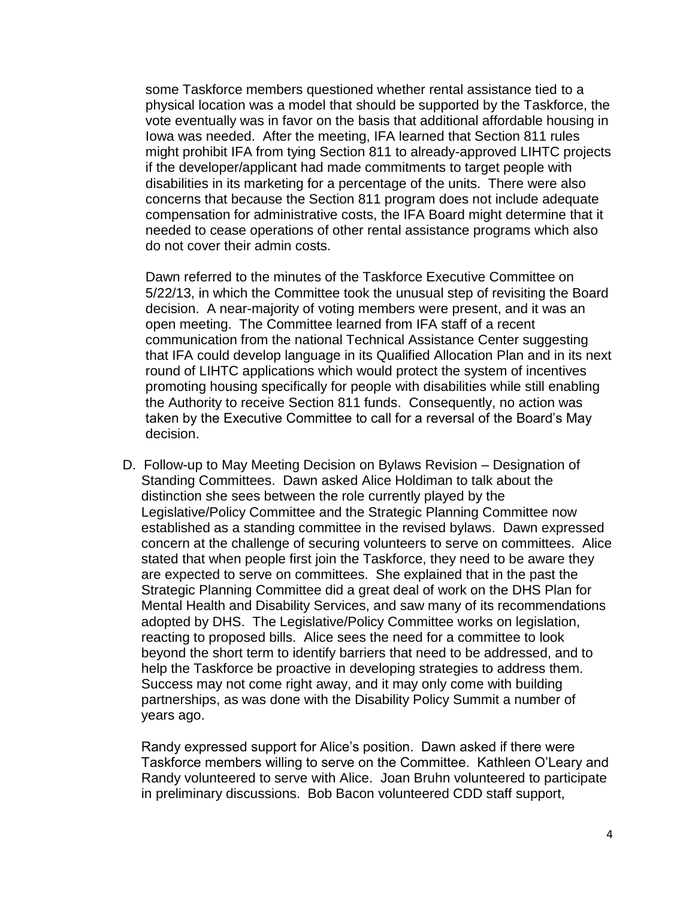some Taskforce members questioned whether rental assistance tied to a physical location was a model that should be supported by the Taskforce, the vote eventually was in favor on the basis that additional affordable housing in Iowa was needed. After the meeting, IFA learned that Section 811 rules might prohibit IFA from tying Section 811 to already-approved LIHTC projects if the developer/applicant had made commitments to target people with disabilities in its marketing for a percentage of the units. There were also concerns that because the Section 811 program does not include adequate compensation for administrative costs, the IFA Board might determine that it needed to cease operations of other rental assistance programs which also do not cover their admin costs.

Dawn referred to the minutes of the Taskforce Executive Committee on 5/22/13, in which the Committee took the unusual step of revisiting the Board decision. A near-majority of voting members were present, and it was an open meeting. The Committee learned from IFA staff of a recent communication from the national Technical Assistance Center suggesting that IFA could develop language in its Qualified Allocation Plan and in its next round of LIHTC applications which would protect the system of incentives promoting housing specifically for people with disabilities while still enabling the Authority to receive Section 811 funds. Consequently, no action was taken by the Executive Committee to call for a reversal of the Board's May decision.

D. Follow-up to May Meeting Decision on Bylaws Revision – Designation of Standing Committees. Dawn asked Alice Holdiman to talk about the distinction she sees between the role currently played by the Legislative/Policy Committee and the Strategic Planning Committee now established as a standing committee in the revised bylaws. Dawn expressed concern at the challenge of securing volunteers to serve on committees. Alice stated that when people first join the Taskforce, they need to be aware they are expected to serve on committees. She explained that in the past the Strategic Planning Committee did a great deal of work on the DHS Plan for Mental Health and Disability Services, and saw many of its recommendations adopted by DHS. The Legislative/Policy Committee works on legislation, reacting to proposed bills. Alice sees the need for a committee to look beyond the short term to identify barriers that need to be addressed, and to help the Taskforce be proactive in developing strategies to address them. Success may not come right away, and it may only come with building partnerships, as was done with the Disability Policy Summit a number of years ago.

Randy expressed support for Alice's position. Dawn asked if there were Taskforce members willing to serve on the Committee. Kathleen O'Leary and Randy volunteered to serve with Alice. Joan Bruhn volunteered to participate in preliminary discussions. Bob Bacon volunteered CDD staff support,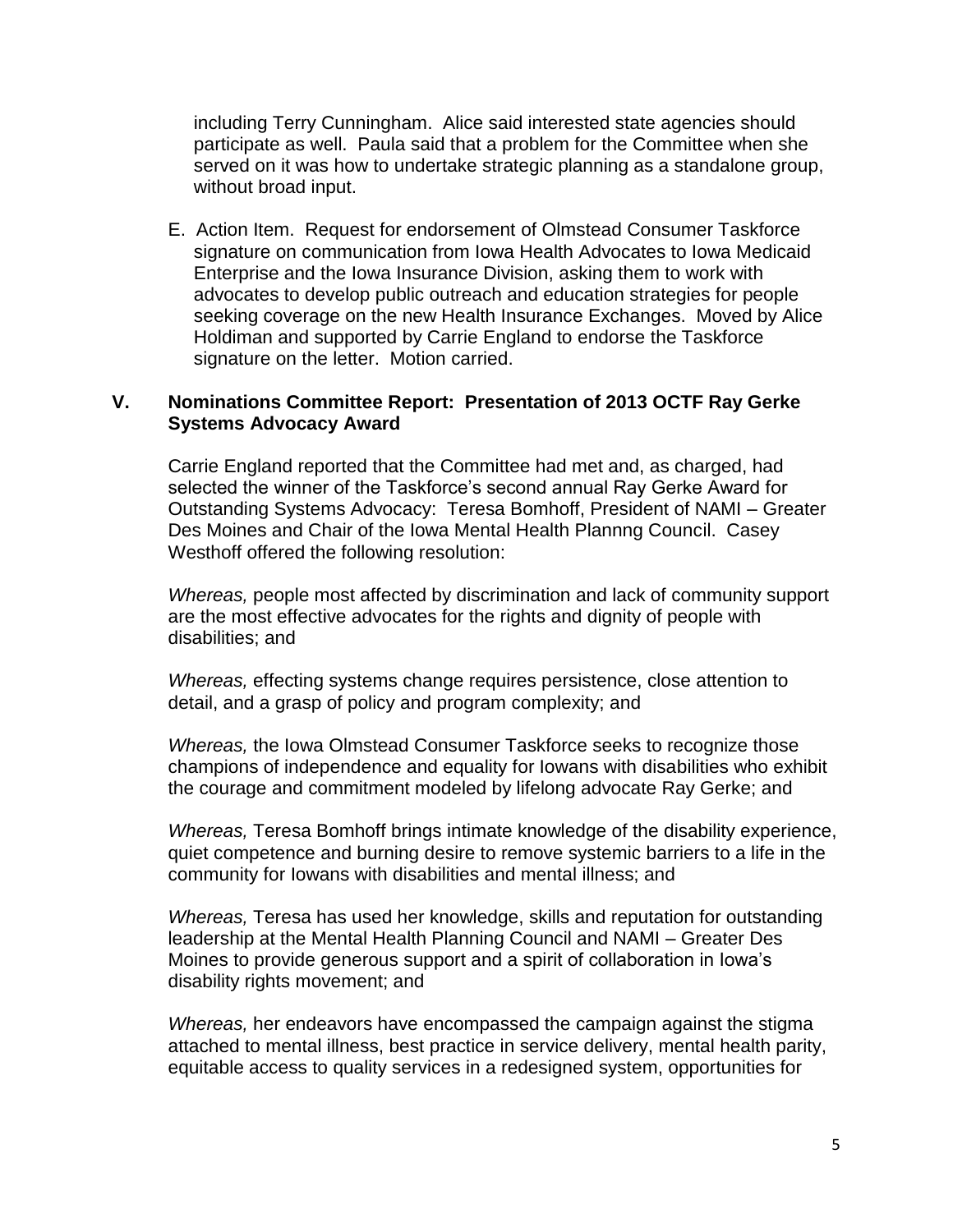including Terry Cunningham. Alice said interested state agencies should participate as well. Paula said that a problem for the Committee when she served on it was how to undertake strategic planning as a standalone group, without broad input.

E. Action Item. Request for endorsement of Olmstead Consumer Taskforce signature on communication from Iowa Health Advocates to Iowa Medicaid Enterprise and the Iowa Insurance Division, asking them to work with advocates to develop public outreach and education strategies for people seeking coverage on the new Health Insurance Exchanges. Moved by Alice Holdiman and supported by Carrie England to endorse the Taskforce signature on the letter. Motion carried.

## V. Nominations Committee Report: Presentation of 2013 OCTF Ray Gerke Systems Advocacy Award

Carrie England reported that the Committee had met and, as charged, had selected the winner of the Taskforce's second annual Ray Gerke Award for Outstanding Systems Advocacy: Teresa Bomhoff, President of NAMI – Greater Des Moines and Chair of the Iowa Mental Health Plannng Council. Casey Westhoff offered the following resolution:

*Whereas,* people most affected by discrimination and lack of community support are the most effective advocates for the rights and dignity of people with disabilities; and

*Whereas,* effecting systems change requires persistence, close attention to detail, and a grasp of policy and program complexity; and

*Whereas,* the Iowa Olmstead Consumer Taskforce seeks to recognize those champions of independence and equality for Iowans with disabilities who exhibit the courage and commitment modeled by lifelong advocate Ray Gerke; and

*Whereas,* Teresa Bomhoff brings intimate knowledge of the disability experience, quiet competence and burning desire to remove systemic barriers to a life in the community for Iowans with disabilities and mental illness; and

*Whereas,* Teresa has used her knowledge, skills and reputation for outstanding leadership at the Mental Health Planning Council and NAMI – Greater Des Moines to provide generous support and a spirit of collaboration in Iowa's disability rights movement; and

*Whereas,* her endeavors have encompassed the campaign against the stigma attached to mental illness, best practice in service delivery, mental health parity, equitable access to quality services in a redesigned system, opportunities for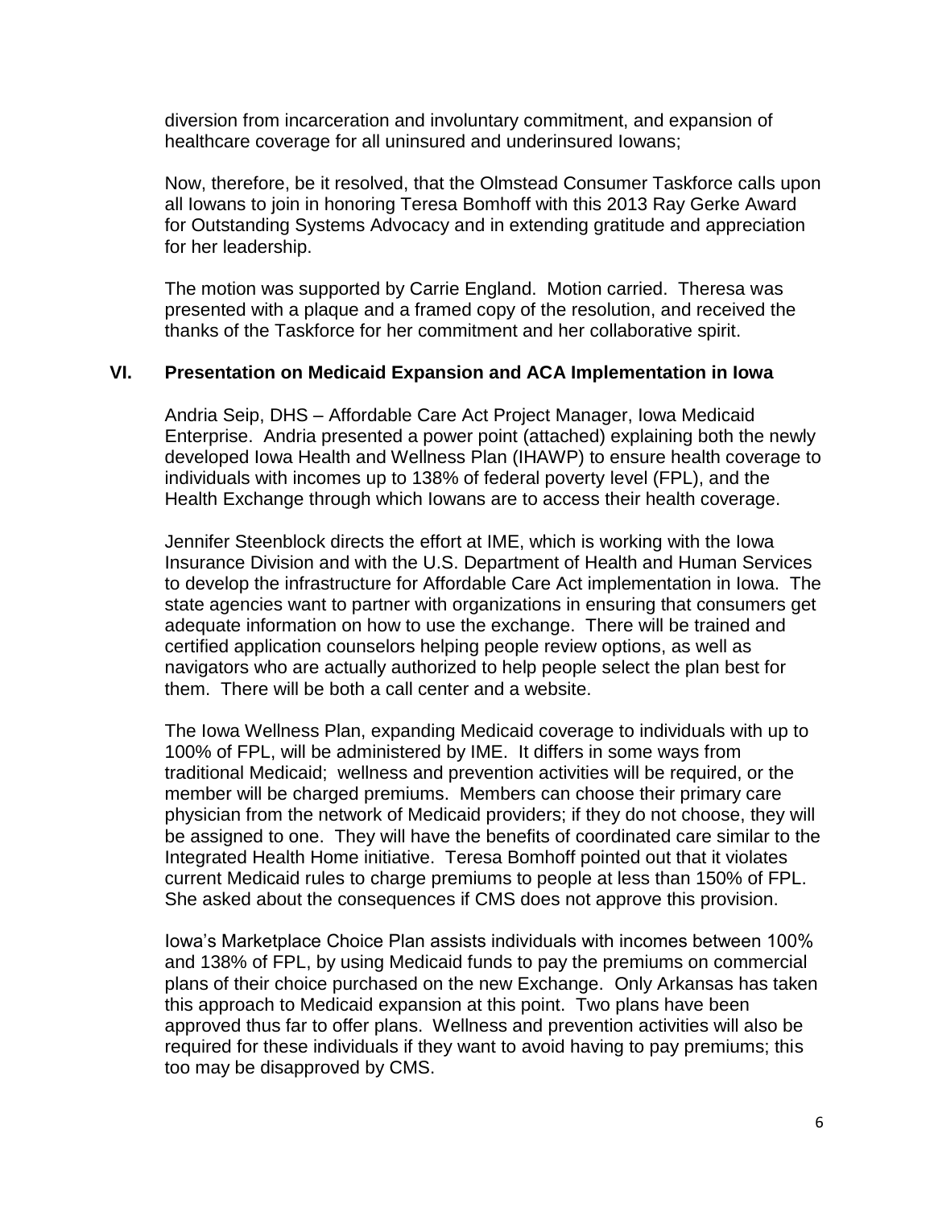diversion from incarceration and involuntary commitment, and expansion of healthcare coverage for all uninsured and underinsured Iowans;

Now, therefore, be it resolved, that the Olmstead Consumer Taskforce calls upon all Iowans to join in honoring Teresa Bomhoff with this 2013 Ray Gerke Award for Outstanding Systems Advocacy and in extending gratitude and appreciation for her leadership.

The motion was supported by Carrie England. Motion carried. Theresa was presented with a plaque and a framed copy of the resolution, and received the thanks of the Taskforce for her commitment and her collaborative spirit.

## VI. Presentation on Medicaid Expansion and ACA Implementation in Iowa

Andria Seip, DHS – Affordable Care Act Project Manager, Iowa Medicaid Enterprise. Andria presented a power point (attached) explaining both the newly developed Iowa Health and Wellness Plan (IHAWP) to ensure health coverage to individuals with incomes up to 138% of federal poverty level (FPL), and the Health Exchange through which Iowans are to access their health coverage.

Jennifer Steenblock directs the effort at IME, which is working with the Iowa Insurance Division and with the U.S. Department of Health and Human Services to develop the infrastructure for Affordable Care Act implementation in Iowa. The state agencies want to partner with organizations in ensuring that consumers get adequate information on how to use the exchange. There will be trained and certified application counselors helping people review options, as well as navigators who are actually authorized to help people select the plan best for them. There will be both a call center and a website.

The Iowa Wellness Plan, expanding Medicaid coverage to individuals with up to 100% of FPL, will be administered by IME. It differs in some ways from traditional Medicaid; wellness and prevention activities will be required, or the member will be charged premiums. Members can choose their primary care physician from the network of Medicaid providers; if they do not choose, they will be assigned to one. They will have the benefits of coordinated care similar to the Integrated Health Home initiative. Teresa Bomhoff pointed out that it violates current Medicaid rules to charge premiums to people at less than 150% of FPL. She asked about the consequences if CMS does not approve this provision.

Iowa's Marketplace Choice Plan assists individuals with incomes between 100% and 138% of FPL, by using Medicaid funds to pay the premiums on commercial plans of their choice purchased on the new Exchange. Only Arkansas has taken this approach to Medicaid expansion at this point. Two plans have been approved thus far to offer plans. Wellness and prevention activities will also be required for these individuals if they want to avoid having to pay premiums; this too may be disapproved by CMS.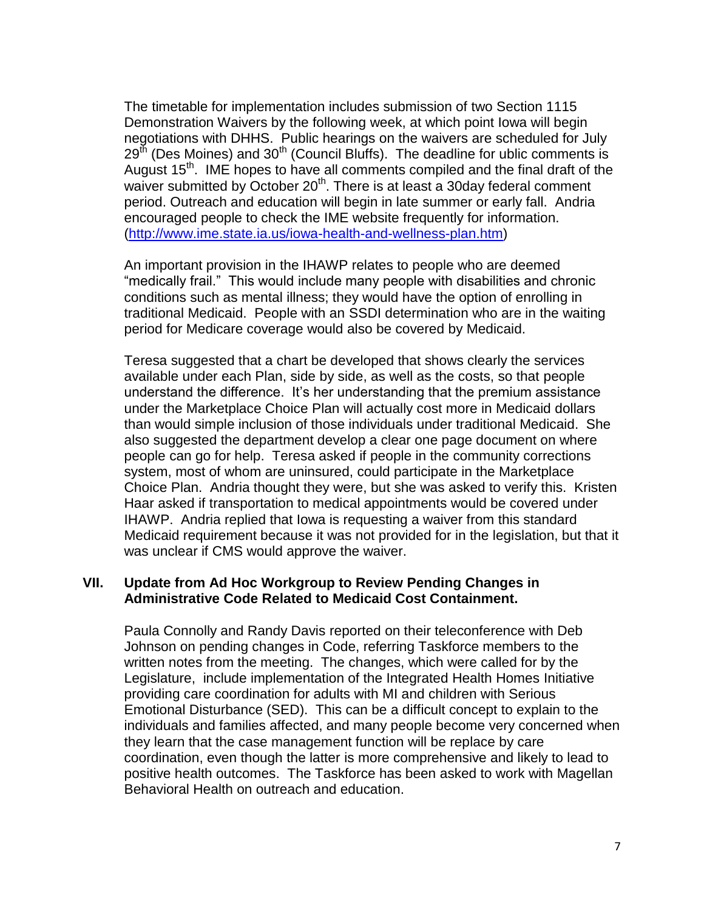The timetable for implementation includes submission of two Section 1115 Demonstration Waivers by the following week, at which point Iowa will begin negotiations with DHHS. Public hearings on the waivers are scheduled for July 29th (Des Moines) and 30th (Council Bluffs). The deadline for ublic comments is August 15th. IME hopes to have all comments compiled and the final draft of the waiver submitted by October 20th. There is at least a 30day federal comment period. Outreach and education will begin in late summer or early fall. Andria encouraged people to check the IME website frequently for information. (http://www.ime.state.ia.us/iowa-health-and-wellness-plan.htm)

An important provision in the IHAWP relates to people who are deemed "medically frail." This would include many people with disabilities and chronic conditions such as mental illness; they would have the option of enrolling in traditional Medicaid. People with an SSDI determination who are in the waiting period for Medicare coverage would also be covered by Medicaid.

Teresa suggested that a chart be developed that shows clearly the services available under each Plan, side by side, as well as the costs, so that people understand the difference. It's her understanding that the premium assistance under the Marketplace Choice Plan will actually cost more in Medicaid dollars than would simple inclusion of those individuals under traditional Medicaid. She also suggested the department develop a clear one page document on where people can go for help. Teresa asked if people in the community corrections system, most of whom are uninsured, could participate in the Marketplace Choice Plan. Andria thought they were, but she was asked to verify this. Kristen Haar asked if transportation to medical appointments would be covered under IHAWP. Andria replied that Iowa is requesting a waiver from this standard Medicaid requirement because it was not provided for in the legislation, but that it was unclear if CMS would approve the waiver.

## VII. Update from Ad Hoc Workgroup to Review Pending Changes in Administrative Code Related to Medicaid Cost Containment.

Paula Connolly and Randy Davis reported on their teleconference with Deb Johnson on pending changes in Code, referring Taskforce members to the written notes from the meeting. The changes, which were called for by the Legislature, include implementation of the Integrated Health Homes Initiative providing care coordination for adults with MI and children with Serious Emotional Disturbance (SED). This can be a difficult concept to explain to the individuals and families affected, and many people become very concerned when they learn that the case management function will be replace by care coordination, even though the latter is more comprehensive and likely to lead to positive health outcomes. The Taskforce has been asked to work with Magellan Behavioral Health on outreach and education.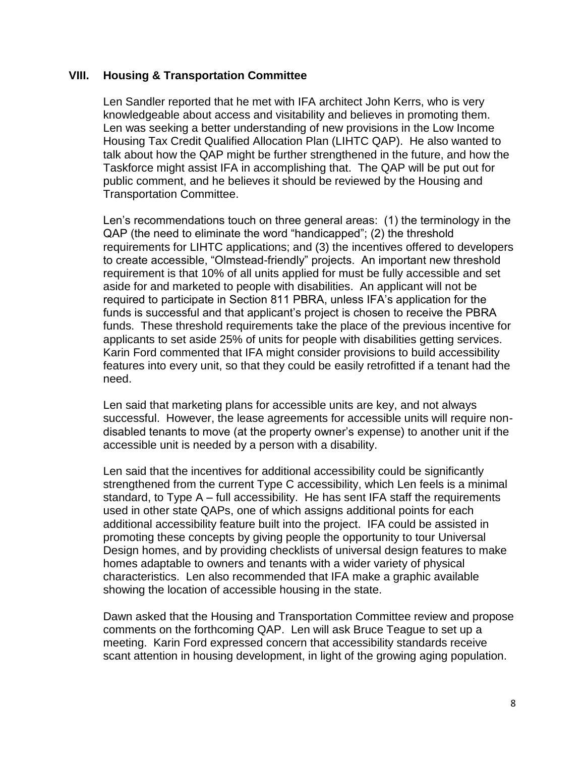## VIII. Housing & Transportation Committee

Len Sandler reported that he met with IFA architect John Kerrs, who is very knowledgeable about access and visitability and believes in promoting them. Len was seeking a better understanding of new provisions in the Low Income Housing Tax Credit Qualified Allocation Plan (LIHTC QAP). He also wanted to talk about how the QAP might be further strengthened in the future, and how the Taskforce might assist IFA in accomplishing that. The QAP will be put out for public comment, and he believes it should be reviewed by the Housing and Transportation Committee.

Len's recommendations touch on three general areas: (1) the terminology in the QAP (the need to eliminate the word "handicapped"; (2) the threshold requirements for LIHTC applications; and (3) the incentives offered to developers to create accessible, "Olmstead-friendly" projects. An important new threshold requirement is that 10% of all units applied for must be fully accessible and set aside for and marketed to people with disabilities. An applicant will not be required to participate in Section 811 PBRA, unless IFA's application for the funds is successful and that applicant's project is chosen to receive the PBRA funds. These threshold requirements take the place of the previous incentive for applicants to set aside 25% of units for people with disabilities getting services. Karin Ford commented that IFA might consider provisions to build accessibility features into every unit, so that they could be easily retrofitted if a tenant had the need.

Len said that marketing plans for accessible units are key, and not always successful. However, the lease agreements for accessible units will require non-disabled tenants to move (at the property owner's expense) to another unit if the accessible unit is needed by a person with a disability.

Len said that the incentives for additional accessibility could be significantly strengthened from the current Type C accessibility, which Len feels is a minimal standard, to Type A – full accessibility. He has sent IFA staff the requirements used in other state QAPs, one of which assigns additional points for each additional accessibility feature built into the project. IFA could be assisted in promoting these concepts by giving people the opportunity to tour Universal Design homes, and by providing checklists of universal design features to make homes adaptable to owners and tenants with a wider variety of physical characteristics. Len also recommended that IFA make a graphic available showing the location of accessible housing in the state.

Dawn asked that the Housing and Transportation Committee review and propose comments on the forthcoming QAP. Len will ask Bruce Teague to set up a meeting. Karin Ford expressed concern that accessibility standards receive scant attention in housing development, in light of the growing aging population.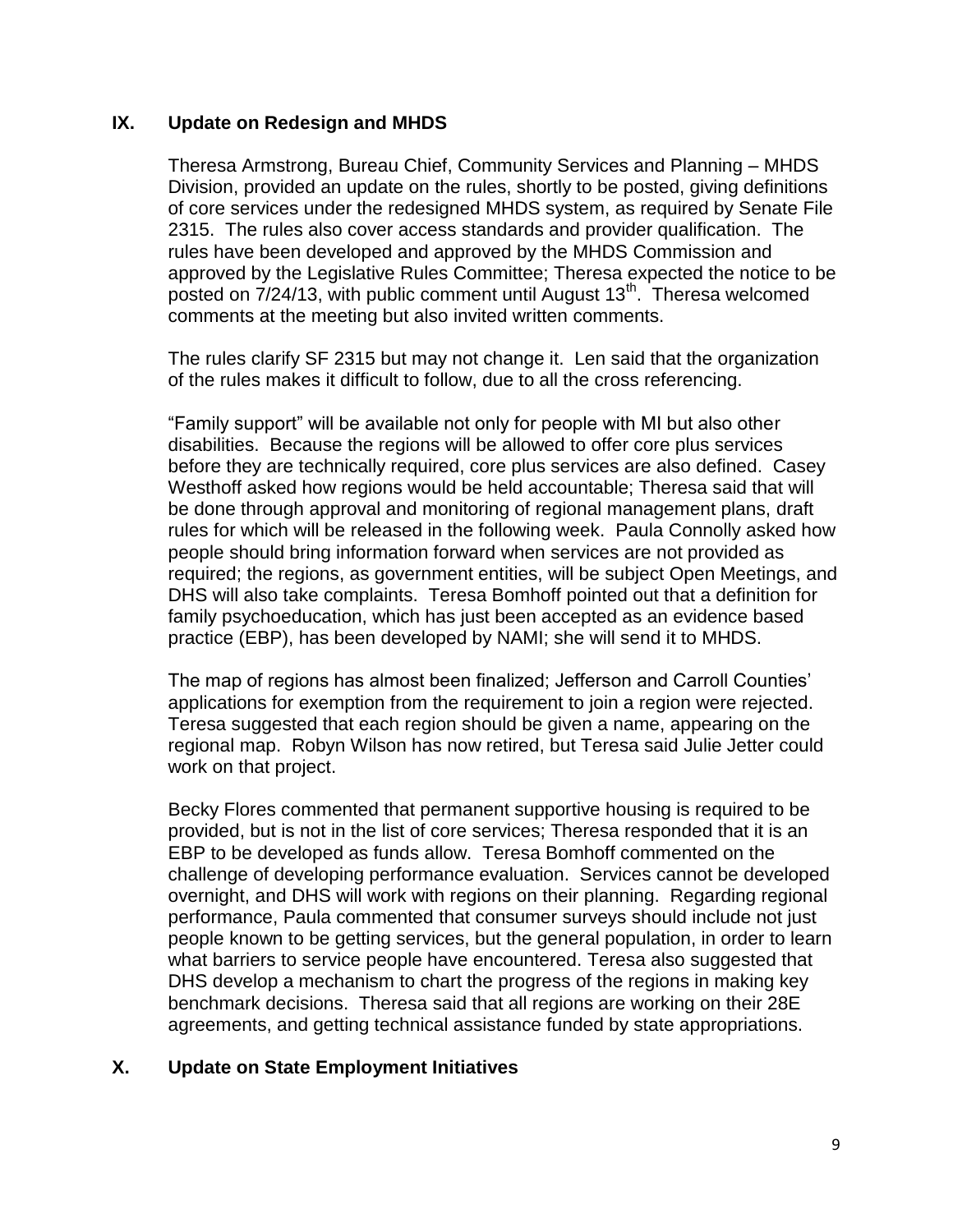## IX. Update on Redesign and MHDS

Theresa Armstrong, Bureau Chief, Community Services and Planning – MHDS Division, provided an update on the rules, shortly to be posted, giving definitions of core services under the redesigned MHDS system, as required by Senate File 2315. The rules also cover access standards and provider qualification. The rules have been developed and approved by the MHDS Commission and approved by the Legislative Rules Committee; Theresa expected the notice to be posted on 7/24/13, with public comment until August 13th. Theresa welcomed comments at the meeting but also invited written comments.

The rules clarify SF 2315 but may not change it. Len said that the organization of the rules makes it difficult to follow, due to all the cross referencing.

"Family support" will be available not only for people with MI but also other disabilities. Because the regions will be allowed to offer core plus services before they are technically required, core plus services are also defined. Casey Westhoff asked how regions would be held accountable; Theresa said that will be done through approval and monitoring of regional management plans, draft rules for which will be released in the following week. Paula Connolly asked how people should bring information forward when services are not provided as required; the regions, as government entities, will be subject Open Meetings, and DHS will also take complaints. Teresa Bomhoff pointed out that a definition for family psychoeducation, which has just been accepted as an evidence based practice (EBP), has been developed by NAMI; she will send it to MHDS.

The map of regions has almost been finalized; Jefferson and Carroll Counties' applications for exemption from the requirement to join a region were rejected. Teresa suggested that each region should be given a name, appearing on the regional map. Robyn Wilson has now retired, but Teresa said Julie Jetter could work on that project.

Becky Flores commented that permanent supportive housing is required to be provided, but is not in the list of core services; Theresa responded that it is an EBP to be developed as funds allow. Teresa Bomhoff commented on the challenge of developing performance evaluation. Services cannot be developed overnight, and DHS will work with regions on their planning. Regarding regional performance, Paula commented that consumer surveys should include not just people known to be getting services, but the general population, in order to learn what barriers to service people have encountered. Teresa also suggested that DHS develop a mechanism to chart the progress of the regions in making key benchmark decisions. Theresa said that all regions are working on their 28E agreements, and getting technical assistance funded by state appropriations.

## X. Update on State Employment Initiatives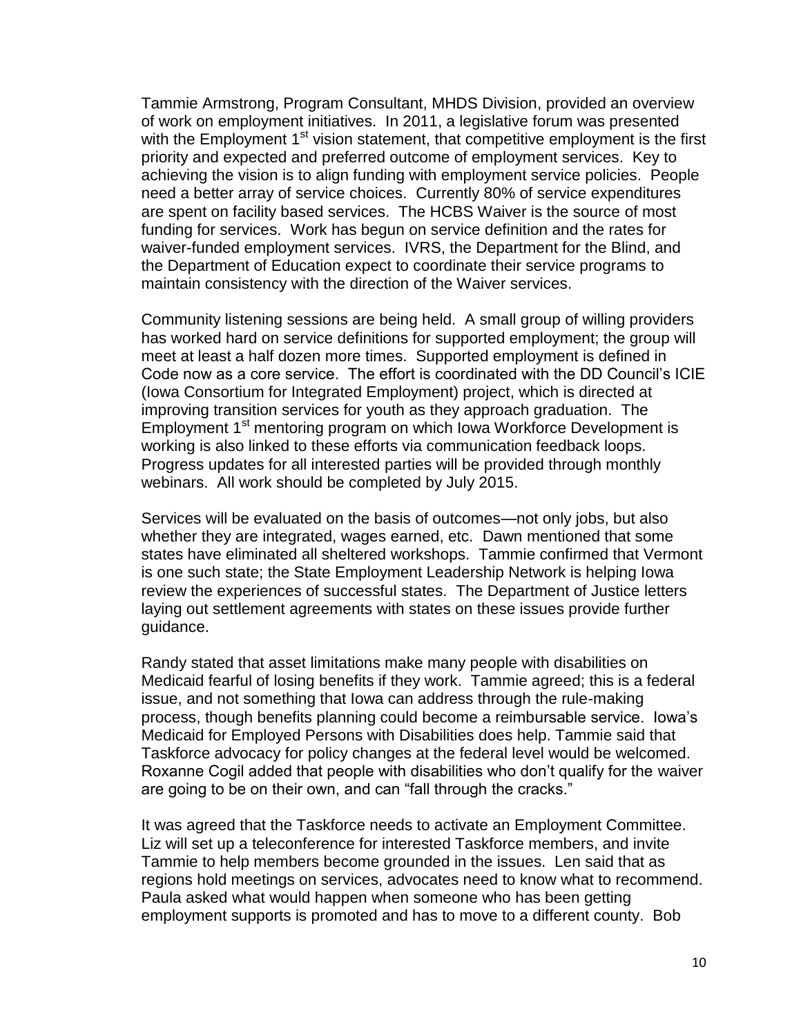Tammie Armstrong, Program Consultant, MHDS Division, provided an overview of work on employment initiatives. In 2011, a legislative forum was presented with the Employment 1st vision statement, that competitive employment is the first priority and expected and preferred outcome of employment services. Key to achieving the vision is to align funding with employment service policies. People need a better array of service choices. Currently 80% of service expenditures are spent on facility based services. The HCBS Waiver is the source of most funding for services. Work has begun on service definition and the rates for waiver-funded employment services. IVRS, the Department for the Blind, and the Department of Education expect to coordinate their service programs to maintain consistency with the direction of the Waiver services.

Community listening sessions are being held. A small group of willing providers has worked hard on service definitions for supported employment; the group will meet at least a half dozen more times. Supported employment is defined in Code now as a core service. The effort is coordinated with the DD Council's ICIE (Iowa Consortium for Integrated Employment) project, which is directed at improving transition services for youth as they approach graduation. The Employment 1st mentoring program on which Iowa Workforce Development is working is also linked to these efforts via communication feedback loops. Progress updates for all interested parties will be provided through monthly webinars. All work should be completed by July 2015.

Services will be evaluated on the basis of outcomes—not only jobs, but also whether they are integrated, wages earned, etc. Dawn mentioned that some states have eliminated all sheltered workshops. Tammie confirmed that Vermont is one such state; the State Employment Leadership Network is helping Iowa review the experiences of successful states. The Department of Justice letters laying out settlement agreements with states on these issues provide further guidance.

Randy stated that asset limitations make many people with disabilities on Medicaid fearful of losing benefits if they work. Tammie agreed; this is a federal issue, and not something that Iowa can address through the rule-making process, though benefits planning could become a reimbursable service. Iowa's Medicaid for Employed Persons with Disabilities does help. Tammie said that Taskforce advocacy for policy changes at the federal level would be welcomed. Roxanne Cogil added that people with disabilities who don't qualify for the waiver are going to be on their own, and can "fall through the cracks."

It was agreed that the Taskforce needs to activate an Employment Committee. Liz will set up a teleconference for interested Taskforce members, and invite Tammie to help members become grounded in the issues. Len said that as regions hold meetings on services, advocates need to know what to recommend. Paula asked what would happen when someone who has been getting employment supports is promoted and has to move to a different county. Bob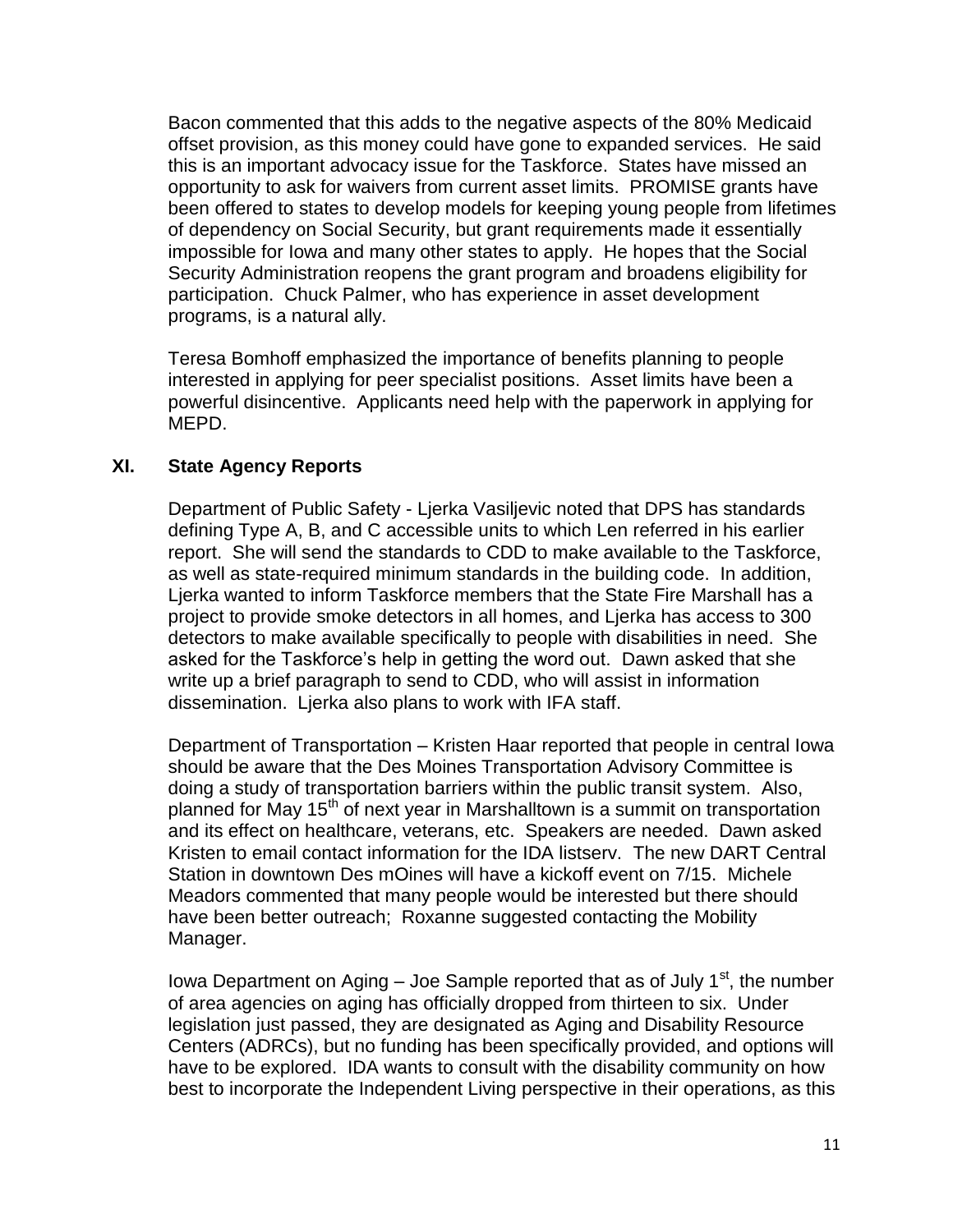Bacon commented that this adds to the negative aspects of the 80% Medicaid offset provision, as this money could have gone to expanded services. He said this is an important advocacy issue for the Taskforce. States have missed an opportunity to ask for waivers from current asset limits. PROMISE grants have been offered to states to develop models for keeping young people from lifetimes of dependency on Social Security, but grant requirements made it essentially impossible for Iowa and many other states to apply. He hopes that the Social Security Administration reopens the grant program and broadens eligibility for participation. Chuck Palmer, who has experience in asset development programs, is a natural ally.

Teresa Bomhoff emphasized the importance of benefits planning to people interested in applying for peer specialist positions. Asset limits have been a powerful disincentive. Applicants need help with the paperwork in applying for MEPD.

## XI. State Agency Reports

Department of Public Safety - Ljerka Vasiljevic noted that DPS has standards defining Type A, B, and C accessible units to which Len referred in his earlier report. She will send the standards to CDD to make available to the Taskforce, as well as state-required minimum standards in the building code. In addition, Ljerka wanted to inform Taskforce members that the State Fire Marshall has a project to provide smoke detectors in all homes, and Ljerka has access to 300 detectors to make available specifically to people with disabilities in need. She asked for the Taskforce's help in getting the word out. Dawn asked that she write up a brief paragraph to send to CDD, who will assist in information dissemination. Ljerka also plans to work with IFA staff.

Department of Transportation – Kristen Haar reported that people in central Iowa should be aware that the Des Moines Transportation Advisory Committee is doing a study of transportation barriers within the public transit system. Also, planned for May 15th of next year in Marshalltown is a summit on transportation and its effect on healthcare, veterans, etc. Speakers are needed. Dawn asked Kristen to email contact information for the IDA listserv. The new DART Central Station in downtown Des mOines will have a kickoff event on 7/15. Michele Meadors commented that many people would be interested but there should have been better outreach; Roxanne suggested contacting the Mobility Manager.

Iowa Department on Aging – Joe Sample reported that as of July 1st, the number of area agencies on aging has officially dropped from thirteen to six. Under legislation just passed, they are designated as Aging and Disability Resource Centers (ADRCs), but no funding has been specifically provided, and options will have to be explored. IDA wants to consult with the disability community on how best to incorporate the Independent Living perspective in their operations, as this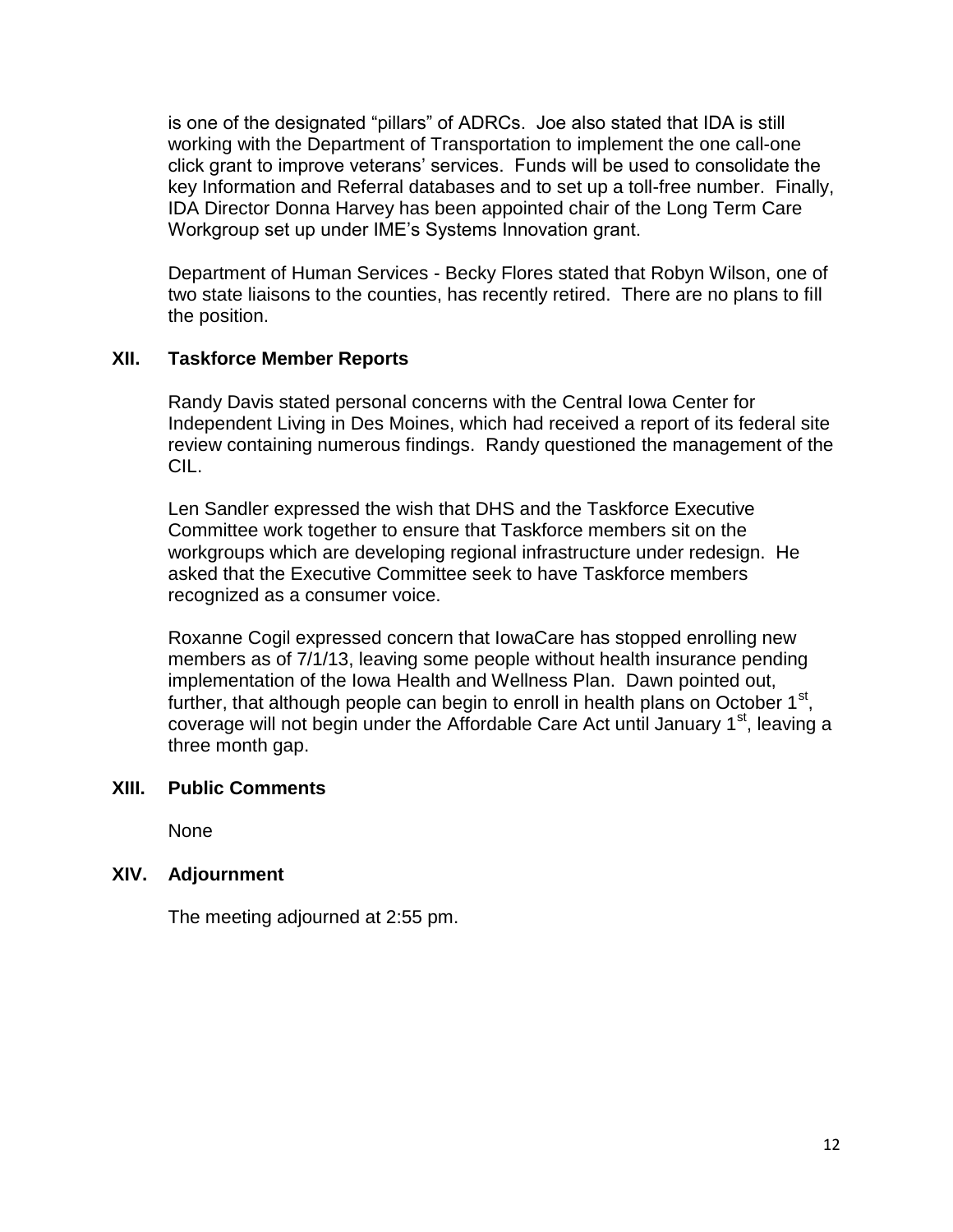is one of the designated "pillars" of ADRCs. Joe also stated that IDA is still working with the Department of Transportation to implement the one call-one click grant to improve veterans' services. Funds will be used to consolidate the key Information and Referral databases and to set up a toll-free number. Finally, IDA Director Donna Harvey has been appointed chair of the Long Term Care Workgroup set up under IME's Systems Innovation grant.

Department of Human Services - Becky Flores stated that Robyn Wilson, one of two state liaisons to the counties, has recently retired. There are no plans to fill the position.

## XII. Taskforce Member Reports

Randy Davis stated personal concerns with the Central Iowa Center for Independent Living in Des Moines, which had received a report of its federal site review containing numerous findings. Randy questioned the management of the CIL.

Len Sandler expressed the wish that DHS and the Taskforce Executive Committee work together to ensure that Taskforce members sit on the workgroups which are developing regional infrastructure under redesign. He asked that the Executive Committee seek to have Taskforce members recognized as a consumer voice.

Roxanne Cogil expressed concern that IowaCare has stopped enrolling new members as of 7/1/13, leaving some people without health insurance pending implementation of the Iowa Health and Wellness Plan. Dawn pointed out, further, that although people can begin to enroll in health plans on October 1st, coverage will not begin under the Affordable Care Act until January 1st, leaving a three month gap.

## XIII. Public Comments

None

## XIV. Adjournment

The meeting adjourned at 2:55 pm.